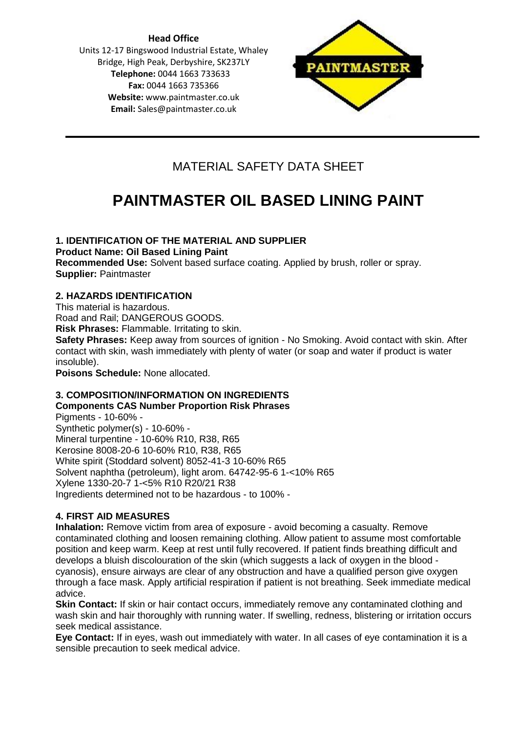**Head Office**
Units 12-17 Bingswood Industrial Estate, Whaley Bridge, High Peak, Derbyshire, SK237LY
**Telephone:** 0044 1663 733633
**Fax:** 0044 1663 735366
**Website:** www.paintmaster.co.uk
**Email:** Sales@paintmaster.co.uk

PAINTMASTER

---

## MATERIAL SAFETY DATA SHEET

# PAINTMASTER OIL BASED LINING PAINT

### 1. IDENTIFICATION OF THE MATERIAL AND SUPPLIER

**Product Name: Oil Based Lining Paint**
**Recommended Use:** Solvent based surface coating. Applied by brush, roller or spray.
**Supplier:** Paintmaster

### 2. HAZARDS IDENTIFICATION

This material is hazardous.
Road and Rail; DANGEROUS GOODS.
**Risk Phrases:** Flammable. Irritating to skin.
**Safety Phrases:** Keep away from sources of ignition - No Smoking. Avoid contact with skin. After contact with skin, wash immediately with plenty of water (or soap and water if product is water insoluble).
**Poisons Schedule:** None allocated.

### 3. COMPOSITION/INFORMATION ON INGREDIENTS

**Components CAS Number Proportion Risk Phrases**
Pigments - 10-60% -
Synthetic polymer(s) - 10-60% -
Mineral turpentine - 10-60% R10, R38, R65
Kerosine 8008-20-6 10-60% R10, R38, R65
White spirit (Stoddard solvent) 8052-41-3 10-60% R65
Solvent naphtha (petroleum), light arom. 64742-95-6 1-<10% R65
Xylene 1330-20-7 1-<5% R10 R20/21 R38
Ingredients determined not to be hazardous - to 100% -

### 4. FIRST AID MEASURES

**Inhalation:** Remove victim from area of exposure - avoid becoming a casualty. Remove contaminated clothing and loosen remaining clothing. Allow patient to assume most comfortable position and keep warm. Keep at rest until fully recovered. If patient finds breathing difficult and develops a bluish discolouration of the skin (which suggests a lack of oxygen in the blood - cyanosis), ensure airways are clear of any obstruction and have a qualified person give oxygen through a face mask. Apply artificial respiration if patient is not breathing. Seek immediate medical advice.
**Skin Contact:** If skin or hair contact occurs, immediately remove any contaminated clothing and wash skin and hair thoroughly with running water. If swelling, redness, blistering or irritation occurs seek medical assistance.
**Eye Contact:** If in eyes, wash out immediately with water. In all cases of eye contamination it is a sensible precaution to seek medical advice.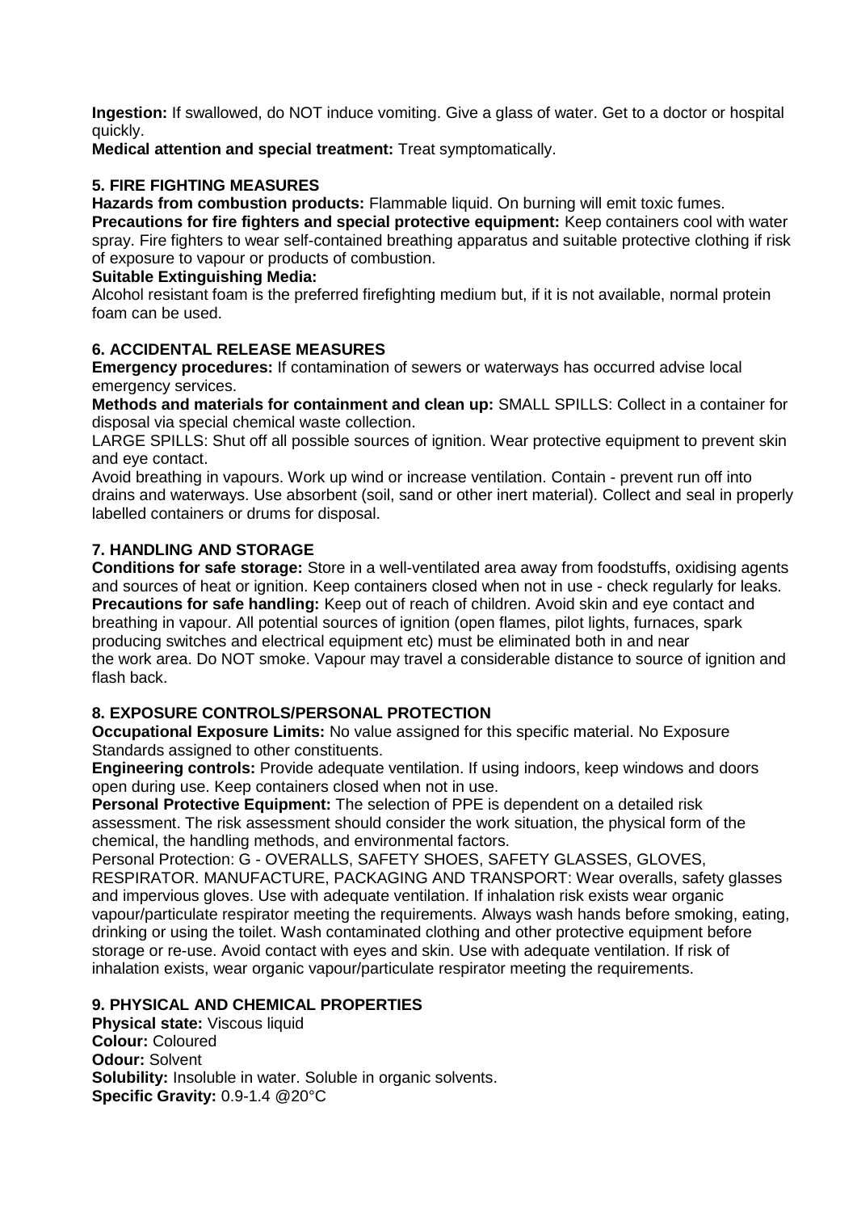**Ingestion:** If swallowed, do NOT induce vomiting. Give a glass of water. Get to a doctor or hospital quickly.

**Medical attention and special treatment:** Treat symptomatically.

### 5. FIRE FIGHTING MEASURES

**Hazards from combustion products:** Flammable liquid. On burning will emit toxic fumes.

**Precautions for fire fighters and special protective equipment:** Keep containers cool with water spray. Fire fighters to wear self-contained breathing apparatus and suitable protective clothing if risk of exposure to vapour or products of combustion.

**Suitable Extinguishing Media:**

Alcohol resistant foam is the preferred firefighting medium but, if it is not available, normal protein foam can be used.

### 6. ACCIDENTAL RELEASE MEASURES

**Emergency procedures:** If contamination of sewers or waterways has occurred advise local emergency services.

**Methods and materials for containment and clean up:** SMALL SPILLS: Collect in a container for disposal via special chemical waste collection.

LARGE SPILLS: Shut off all possible sources of ignition. Wear protective equipment to prevent skin and eye contact.

Avoid breathing in vapours. Work up wind or increase ventilation. Contain - prevent run off into drains and waterways. Use absorbent (soil, sand or other inert material). Collect and seal in properly labelled containers or drums for disposal.

### 7. HANDLING AND STORAGE

**Conditions for safe storage:** Store in a well-ventilated area away from foodstuffs, oxidising agents and sources of heat or ignition. Keep containers closed when not in use - check regularly for leaks.

**Precautions for safe handling:** Keep out of reach of children. Avoid skin and eye contact and breathing in vapour. All potential sources of ignition (open flames, pilot lights, furnaces, spark producing switches and electrical equipment etc) must be eliminated both in and near the work area. Do NOT smoke. Vapour may travel a considerable distance to source of ignition and flash back.

### 8. EXPOSURE CONTROLS/PERSONAL PROTECTION

**Occupational Exposure Limits:** No value assigned for this specific material. No Exposure Standards assigned to other constituents.

**Engineering controls:** Provide adequate ventilation. If using indoors, keep windows and doors open during use. Keep containers closed when not in use.

**Personal Protective Equipment:** The selection of PPE is dependent on a detailed risk assessment. The risk assessment should consider the work situation, the physical form of the chemical, the handling methods, and environmental factors.

Personal Protection: G - OVERALLS, SAFETY SHOES, SAFETY GLASSES, GLOVES, RESPIRATOR. MANUFACTURE, PACKAGING AND TRANSPORT: Wear overalls, safety glasses and impervious gloves. Use with adequate ventilation. If inhalation risk exists wear organic vapour/particulate respirator meeting the requirements. Always wash hands before smoking, eating, drinking or using the toilet. Wash contaminated clothing and other protective equipment before storage or re-use. Avoid contact with eyes and skin. Use with adequate ventilation. If risk of inhalation exists, wear organic vapour/particulate respirator meeting the requirements.

### 9. PHYSICAL AND CHEMICAL PROPERTIES

**Physical state:** Viscous liquid

**Colour:** Coloured

**Odour:** Solvent

**Solubility:** Insoluble in water. Soluble in organic solvents.

**Specific Gravity:** 0.9-1.4 @20°C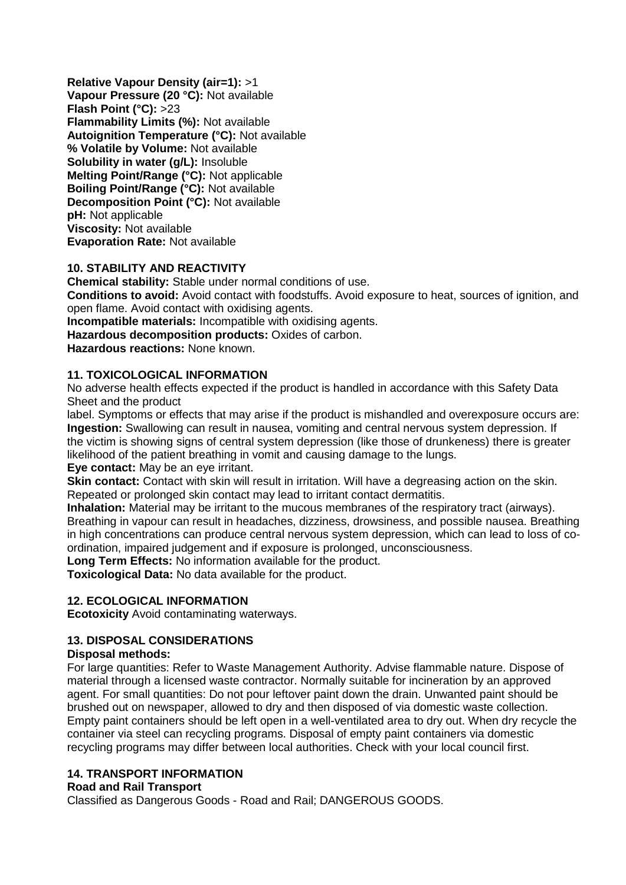**Relative Vapour Density (air=1):** >1
**Vapour Pressure (20 °C):** Not available
**Flash Point (°C):** >23
**Flammability Limits (%):** Not available
**Autoignition Temperature (°C):** Not available
**% Volatile by Volume:** Not available
**Solubility in water (g/L):** Insoluble
**Melting Point/Range (°C):** Not applicable
**Boiling Point/Range (°C):** Not available
**Decomposition Point (°C):** Not available
**pH:** Not applicable
**Viscosity:** Not available
**Evaporation Rate:** Not available

## 10. STABILITY AND REACTIVITY

**Chemical stability:** Stable under normal conditions of use.
**Conditions to avoid:** Avoid contact with foodstuffs. Avoid exposure to heat, sources of ignition, and open flame. Avoid contact with oxidising agents.
**Incompatible materials:** Incompatible with oxidising agents.
**Hazardous decomposition products:** Oxides of carbon.
**Hazardous reactions:** None known.

## 11. TOXICOLOGICAL INFORMATION

No adverse health effects expected if the product is handled in accordance with this Safety Data Sheet and the product
label. Symptoms or effects that may arise if the product is mishandled and overexposure occurs are:
**Ingestion:** Swallowing can result in nausea, vomiting and central nervous system depression. If the victim is showing signs of central system depression (like those of drunkeness) there is greater likelihood of the patient breathing in vomit and causing damage to the lungs.
**Eye contact:** May be an eye irritant.
**Skin contact:** Contact with skin will result in irritation. Will have a degreasing action on the skin. Repeated or prolonged skin contact may lead to irritant contact dermatitis.
**Inhalation:** Material may be irritant to the mucous membranes of the respiratory tract (airways). Breathing in vapour can result in headaches, dizziness, drowsiness, and possible nausea. Breathing in high concentrations can produce central nervous system depression, which can lead to loss of co-ordination, impaired judgement and if exposure is prolonged, unconsciousness.
**Long Term Effects:** No information available for the product.
**Toxicological Data:** No data available for the product.

## 12. ECOLOGICAL INFORMATION

**Ecotoxicity** Avoid contaminating waterways.

## 13. DISPOSAL CONSIDERATIONS

**Disposal methods:**
For large quantities: Refer to Waste Management Authority. Advise flammable nature. Dispose of material through a licensed waste contractor. Normally suitable for incineration by an approved agent. For small quantities: Do not pour leftover paint down the drain. Unwanted paint should be brushed out on newspaper, allowed to dry and then disposed of via domestic waste collection. Empty paint containers should be left open in a well-ventilated area to dry out. When dry recycle the container via steel can recycling programs. Disposal of empty paint containers via domestic recycling programs may differ between local authorities. Check with your local council first.

## 14. TRANSPORT INFORMATION

**Road and Rail Transport**
Classified as Dangerous Goods - Road and Rail; DANGEROUS GOODS.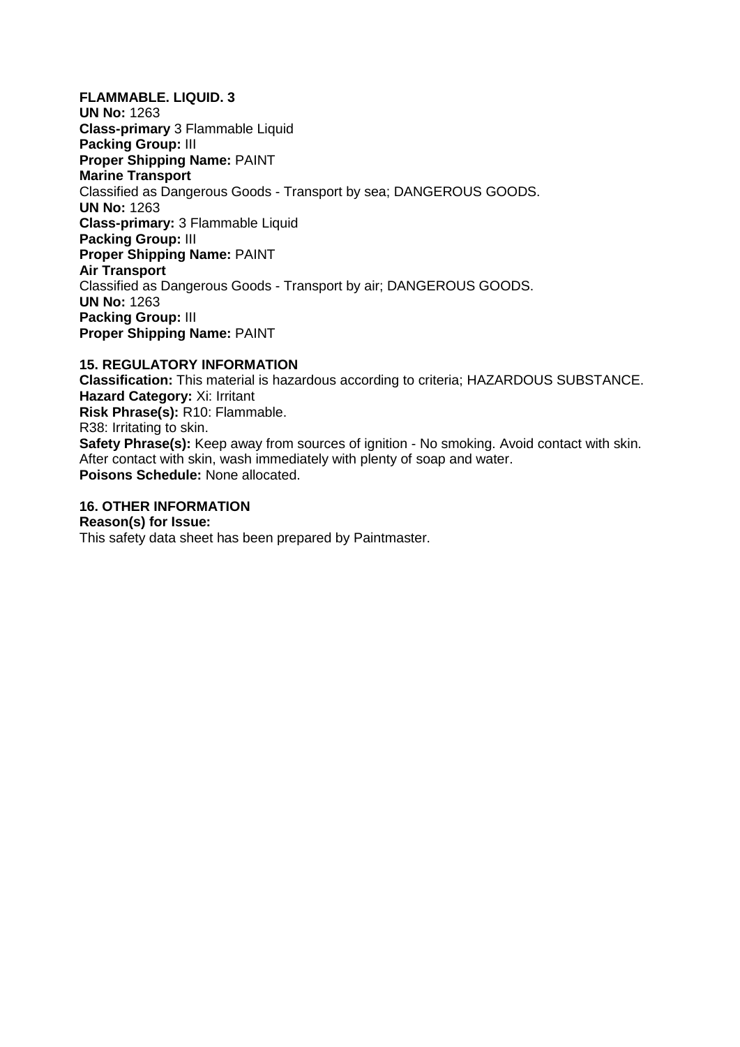**FLAMMABLE. LIQUID. 3**
**UN No:** 1263
**Class-primary** 3 Flammable Liquid
**Packing Group:** III
**Proper Shipping Name:** PAINT
**Marine Transport**
Classified as Dangerous Goods - Transport by sea; DANGEROUS GOODS.
**UN No:** 1263
**Class-primary:** 3 Flammable Liquid
**Packing Group:** III
**Proper Shipping Name:** PAINT
**Air Transport**
Classified as Dangerous Goods - Transport by air; DANGEROUS GOODS.
**UN No:** 1263
**Packing Group:** III
**Proper Shipping Name:** PAINT

## 15. REGULATORY INFORMATION

**Classification:** This material is hazardous according to criteria; HAZARDOUS SUBSTANCE.
**Hazard Category:** Xi: Irritant
**Risk Phrase(s):** R10: Flammable.
R38: Irritating to skin.
**Safety Phrase(s):** Keep away from sources of ignition - No smoking. Avoid contact with skin. After contact with skin, wash immediately with plenty of soap and water.
**Poisons Schedule:** None allocated.

## 16. OTHER INFORMATION

**Reason(s) for Issue:**
This safety data sheet has been prepared by Paintmaster.